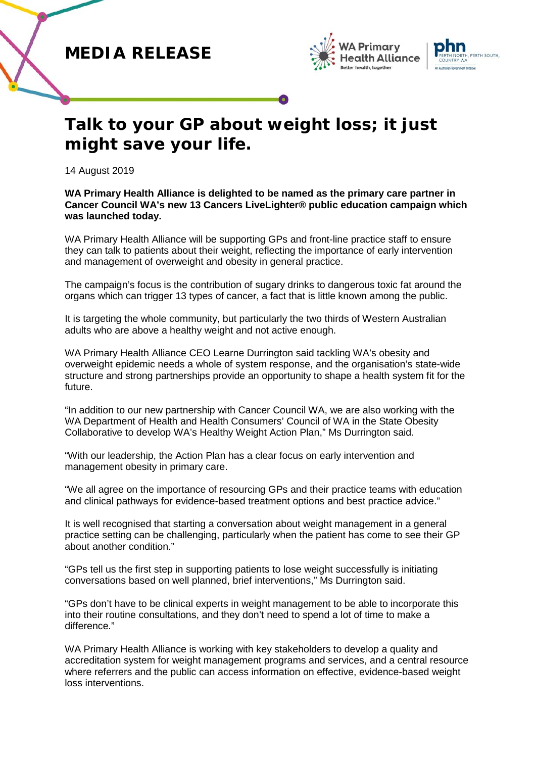# MEDIA RELEASE

## Talk to your GP about weight loss; it just might save your life.

14 August 2019

**WA Primary Health Alliance is delighted to be named as the primary care partner in Cancer Council WA's new 13 Cancers LiveLighter® public education campaign which was launched today.**

WA Primary Health Alliance will be supporting GPs and front-line practice staff to ensure they can talk to patients about their weight, reflecting the importance of early intervention and management of overweight and obesity in general practice.

The campaign's focus is the contribution of sugary drinks to dangerous toxic fat around the organs which can trigger 13 types of cancer, a fact that is little known among the public.

It is targeting the whole community, but particularly the two thirds of Western Australian adults who are above a healthy weight and not active enough.

WA Primary Health Alliance CEO Learne Durrington said tackling WA's obesity and overweight epidemic needs a whole of system response, and the organisation's state-wide structure and strong partnerships provide an opportunity to shape a health system fit for the future.

"In addition to our new partnership with Cancer Council WA, we are also working with the WA Department of Health and Health Consumers' Council of WA in the State Obesity Collaborative to develop WA's Healthy Weight Action Plan," Ms Durrington said.

"With our leadership, the Action Plan has a clear focus on early intervention and management obesity in primary care.

"We all agree on the importance of resourcing GPs and their practice teams with education and clinical pathways for evidence-based treatment options and best practice advice."

It is well recognised that starting a conversation about weight management in a general practice setting can be challenging, particularly when the patient has come to see their GP about another condition."

"GPs tell us the first step in supporting patients to lose weight successfully is initiating conversations based on well planned, brief interventions," Ms Durrington said.

"GPs don't have to be clinical experts in weight management to be able to incorporate this into their routine consultations, and they don't need to spend a lot of time to make a difference."

WA Primary Health Alliance is working with key stakeholders to develop a quality and accreditation system for weight management programs and services, and a central resource where referrers and the public can access information on effective, evidence-based weight loss interventions.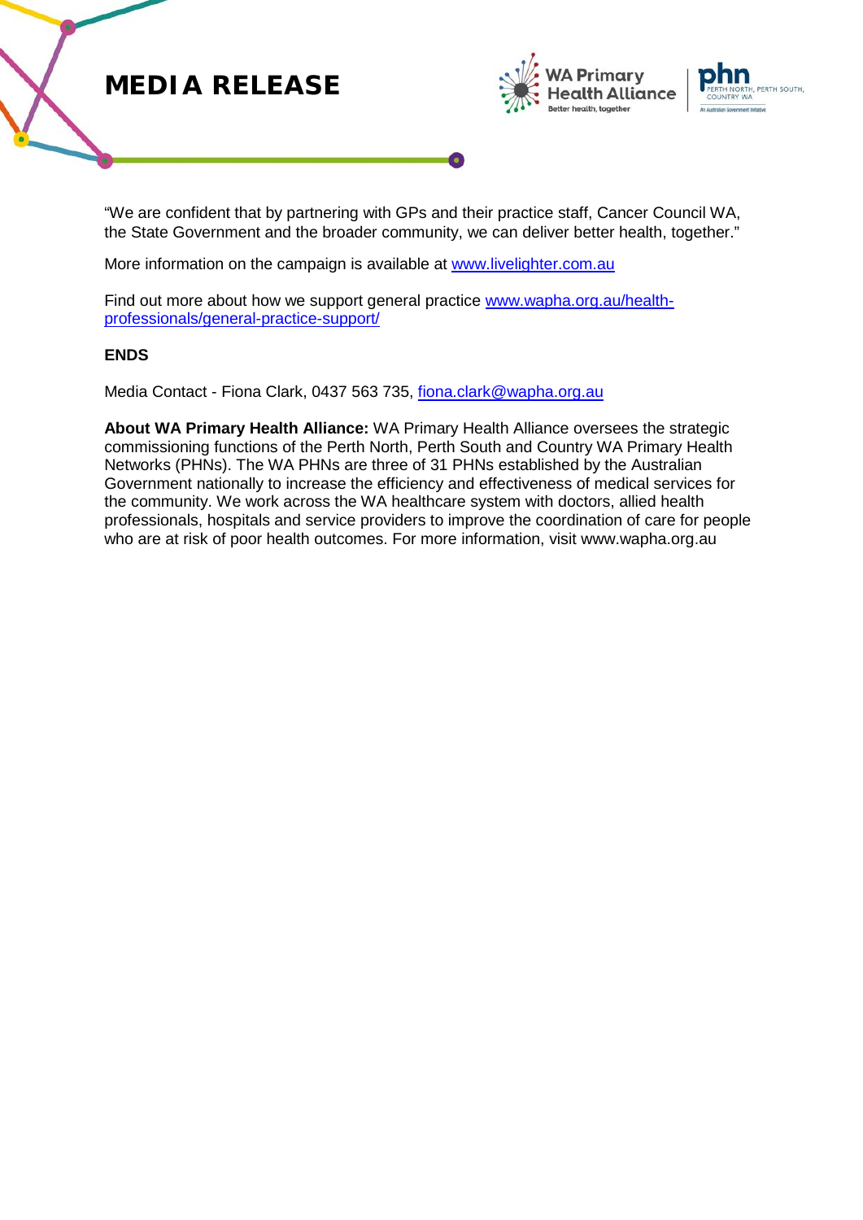# MEDIA RELEASE

"We are confident that by partnering with GPs and their practice staff, Cancer Council WA, the State Government and the broader community, we can deliver better health, together."

More information on the campaign is available at [www.livelighter.com.au](http://www.livelighter.com.au)

Find out more about how we support general practice [www.wapha.org.au/health-professionals/general-practice-support/](http://www.wapha.org.au/health-professionals/general-practice-support/)

**ENDS**

Media Contact - Fiona Clark, 0437 563 735, [fiona.clark@wapha.org.au](mailto:fiona.clark@wapha.org.au)

**About WA Primary Health Alliance:** WA Primary Health Alliance oversees the strategic commissioning functions of the Perth North, Perth South and Country WA Primary Health Networks (PHNs). The WA PHNs are three of 31 PHNs established by the Australian Government nationally to increase the efficiency and effectiveness of medical services for the community. We work across the WA healthcare system with doctors, allied health professionals, hospitals and service providers to improve the coordination of care for people who are at risk of poor health outcomes. For more information, visit www.wapha.org.au